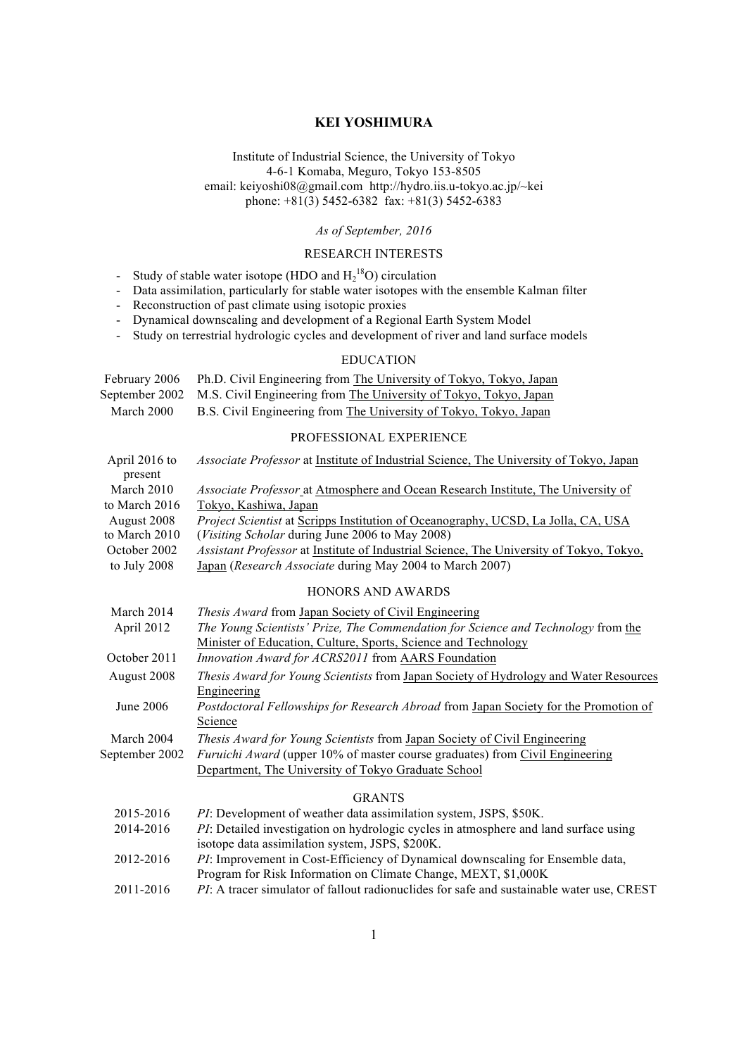# KEI YOSHIMURA

Institute of Industrial Science, the University of Tokyo
4-6-1 Komaba, Meguro, Tokyo 153-8505
email: keiyoshi08@gmail.com http://hydro.iis.u-tokyo.ac.jp/~kei
phone: +81(3) 5452-6382 fax: +81(3) 5452-6383

*As of September, 2016*

## RESEARCH INTERESTS

- Study of stable water isotope (HDO and $H_2^{18}O$) circulation
- Data assimilation, particularly for stable water isotopes with the ensemble Kalman filter
- Reconstruction of past climate using isotopic proxies
- Dynamical downscaling and development of a Regional Earth System Model
- Study on terrestrial hydrologic cycles and development of river and land surface models

## EDUCATION

| | |
|---|---|
| February 2006 | Ph.D. Civil Engineering from The University of Tokyo, Tokyo, Japan |
| September 2002 | M.S. Civil Engineering from The University of Tokyo, Tokyo, Japan |
| March 2000 | B.S. Civil Engineering from The University of Tokyo, Tokyo, Japan |

## PROFESSIONAL EXPERIENCE

| | |
|---|---|
| April 2016 to present | *Associate Professor* at Institute of Industrial Science, The University of Tokyo, Japan |
| March 2010 to March 2016 | *Associate Professor* at Atmosphere and Ocean Research Institute, The University of Tokyo, Kashiwa, Japan |
| August 2008 to March 2010 | *Project Scientist* at Scripps Institution of Oceanography, UCSD, La Jolla, CA, USA (*Visiting Scholar* during June 2006 to May 2008) |
| October 2002 to July 2008 | *Assistant Professor* at Institute of Industrial Science, The University of Tokyo, Tokyo, Japan (*Research Associate* during May 2004 to March 2007) |

## HONORS AND AWARDS

| | |
|---|---|
| March 2014 | *Thesis Award* from Japan Society of Civil Engineering |
| April 2012 | *The Young Scientists' Prize, The Commendation for Science and Technology* from the Minister of Education, Culture, Sports, Science and Technology |
| October 2011 | *Innovation Award for ACRS2011* from AARS Foundation |
| August 2008 | *Thesis Award for Young Scientists* from Japan Society of Hydrology and Water Resources Engineering |
| June 2006 | *Postdoctoral Fellowships for Research Abroad* from Japan Society for the Promotion of Science |
| March 2004 | *Thesis Award for Young Scientists* from Japan Society of Civil Engineering |
| September 2002 | *Furuichi Award* (upper 10% of master course graduates) from Civil Engineering Department, The University of Tokyo Graduate School |

## GRANTS

| | |
|---|---|
| 2015-2016 | *PI*: Development of weather data assimilation system, JSPS, $50K. |
| 2014-2016 | *PI*: Detailed investigation on hydrologic cycles in atmosphere and land surface using isotope data assimilation system, JSPS, $200K. |
| 2012-2016 | *PI*: Improvement in Cost-Efficiency of Dynamical downscaling for Ensemble data, Program for Risk Information on Climate Change, MEXT, $1,000K |
| 2011-2016 | *PI*: A tracer simulator of fallout radionuclides for safe and sustainable water use, CREST |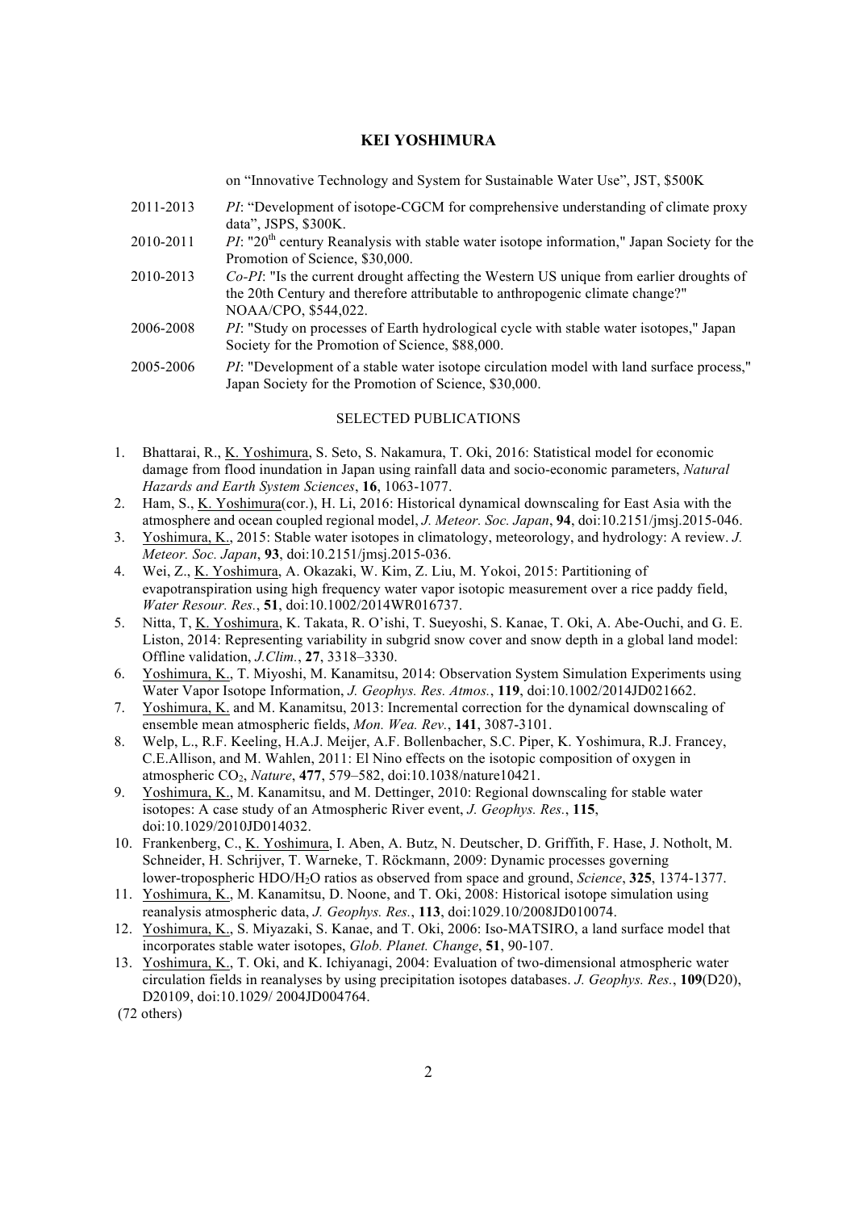on "Innovative Technology and System for Sustainable Water Use", JST, $500K

| | |
|---|---|
| 2011-2013 | *PI*: "Development of isotope-CGCM for comprehensive understanding of climate proxy data", JSPS, $300K. |
| 2010-2011 | *PI*: "20th century Reanalysis with stable water isotope information," Japan Society for the Promotion of Science, $30,000. |
| 2010-2013 | *Co-PI*: "Is the current drought affecting the Western US unique from earlier droughts of the 20th Century and therefore attributable to anthropogenic climate change?" NOAA/CPO, $544,022. |
| 2006-2008 | *PI*: "Study on processes of Earth hydrological cycle with stable water isotopes," Japan Society for the Promotion of Science, $88,000. |
| 2005-2006 | *PI*: "Development of a stable water isotope circulation model with land surface process," Japan Society for the Promotion of Science, $30,000. |

## SELECTED PUBLICATIONS

1. Bhattarai, R., K. Yoshimura, S. Seto, S. Nakamura, T. Oki, 2016: Statistical model for economic damage from flood inundation in Japan using rainfall data and socio-economic parameters, *Natural Hazards and Earth System Sciences*, **16**, 1063-1077.
2. Ham, S., K. Yoshimura(cor.), H. Li, 2016: Historical dynamical downscaling for East Asia with the atmosphere and ocean coupled regional model, *J. Meteor. Soc. Japan*, **94**, doi:10.2151/jmsj.2015-046.
3. Yoshimura, K., 2015: Stable water isotopes in climatology, meteorology, and hydrology: A review. *J. Meteor. Soc. Japan*, **93**, doi:10.2151/jmsj.2015-036.
4. Wei, Z., K. Yoshimura, A. Okazaki, W. Kim, Z. Liu, M. Yokoi, 2015: Partitioning of evapotranspiration using high frequency water vapor isotopic measurement over a rice paddy field, *Water Resour. Res.*, **51**, doi:10.1002/2014WR016737.
5. Nitta, T, K. Yoshimura, K. Takata, R. O'ishi, T. Sueyoshi, S. Kanae, T. Oki, A. Abe-Ouchi, and G. E. Liston, 2014: Representing variability in subgrid snow cover and snow depth in a global land model: Offline validation, *J.Clim.*, **27**, 3318–3330.
6. Yoshimura, K., T. Miyoshi, M. Kanamitsu, 2014: Observation System Simulation Experiments using Water Vapor Isotope Information, *J. Geophys. Res. Atmos.*, **119**, doi:10.1002/2014JD021662.
7. Yoshimura, K. and M. Kanamitsu, 2013: Incremental correction for the dynamical downscaling of ensemble mean atmospheric fields, *Mon. Wea. Rev.*, **141**, 3087-3101.
8. Welp, L., R.F. Keeling, H.A.J. Meijer, A.F. Bollenbacher, S.C. Piper, K. Yoshimura, R.J. Francey, C.E.Allison, and M. Wahlen, 2011: El Nino effects on the isotopic composition of oxygen in atmospheric $CO_2$, *Nature*, **477**, 579–582, doi:10.1038/nature10421.
9. Yoshimura, K., M. Kanamitsu, and M. Dettinger, 2010: Regional downscaling for stable water isotopes: A case study of an Atmospheric River event, *J. Geophys. Res.*, **115**, doi:10.1029/2010JD014032.
10. Frankenberg, C., K. Yoshimura, I. Aben, A. Butz, N. Deutscher, D. Griffith, F. Hase, J. Notholt, M. Schneider, H. Schrijver, T. Warneke, T. Röckmann, 2009: Dynamic processes governing lower-tropospheric $HDO/H_2O$ ratios as observed from space and ground, *Science*, **325**, 1374-1377.
11. Yoshimura, K., M. Kanamitsu, D. Noone, and T. Oki, 2008: Historical isotope simulation using reanalysis atmospheric data, *J. Geophys. Res.*, **113**, doi:1029.10/2008JD010074.
12. Yoshimura, K., S. Miyazaki, S. Kanae, and T. Oki, 2006: Iso-MATSIRO, a land surface model that incorporates stable water isotopes, *Glob. Planet. Change*, **51**, 90-107.
13. Yoshimura, K., T. Oki, and K. Ichiyanagi, 2004: Evaluation of two-dimensional atmospheric water circulation fields in reanalyses by using precipitation isotopes databases. *J. Geophys. Res.*, **109**(D20), D20109, doi:10.1029/ 2004JD004764.

(72 others)